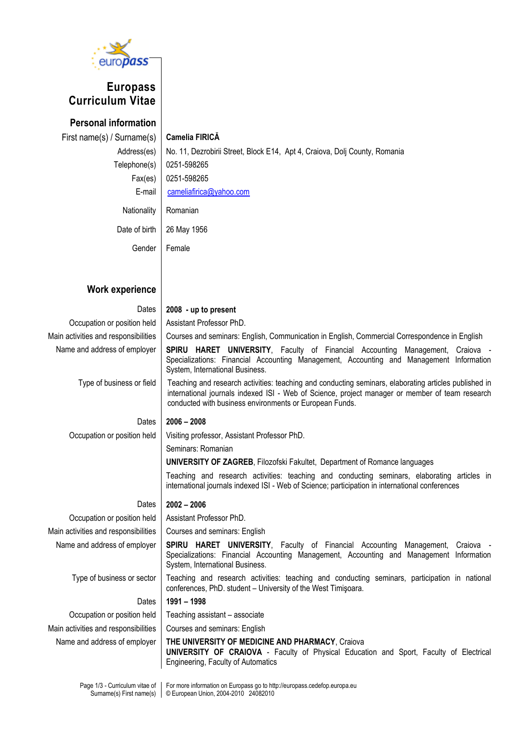# Europass Curriculum Vitae

## Personal information

| | |
|---|---|
| First name(s) / Surname(s) | **Camelia FIRICĂ** |
| Address(es) | No. 11, Dezrobirii Street, Block E14, Apt 4, Craiova, Dolj County, Romania |
| Telephone(s) | 0251-598265 |
| Fax(es) | 0251-598265 |
| E-mail | cameliafirica@yahoo.com |
| Nationality | Romanian |
| Date of birth | 26 May 1956 |
| Gender | Female |

## Work experience

| | |
|---|---|
| Dates | **2008 - up to present** |
| Occupation or position held | Assistant Professor PhD. |
| Main activities and responsibilities | Courses and seminars: English, Communication in English, Commercial Correspondence in English |
| Name and address of employer | **SPIRU HARET UNIVERSITY**, Faculty of Financial Accounting Management, Craiova - Specializations: Financial Accounting Management, Accounting and Management Information System, International Business. |
| Type of business or field | Teaching and research activities: teaching and conducting seminars, elaborating articles published in international journals indexed ISI - Web of Science, project manager or member of team research conducted with business environments or European Funds. |
| Dates | **2006 – 2008** |
| Occupation or position held | Visiting professor, Assistant Professor PhD. |
| | Seminars: Romanian |
| | **UNIVERSITY OF ZAGREB**, Filozofski Fakultet, Department of Romance languages |
| | Teaching and research activities: teaching and conducting seminars, elaborating articles in international journals indexed ISI - Web of Science; participation in international conferences |
| Dates | **2002 – 2006** |
| Occupation or position held | Assistant Professor PhD. |
| Main activities and responsibilities | Courses and seminars: English |
| Name and address of employer | **SPIRU HARET UNIVERSITY**, Faculty of Financial Accounting Management, Craiova - Specializations: Financial Accounting Management, Accounting and Management Information System, International Business. |
| Type of business or sector | Teaching and research activities: teaching and conducting seminars, participation in national conferences, PhD. student – University of the West Timişoara. |
| Dates | **1991 – 1998** |
| Occupation or position held | Teaching assistant – associate |
| Main activities and responsibilities | Courses and seminars: English |
| Name and address of employer | **THE UNIVERSITY OF MEDICINE AND PHARMACY**, Craiova<br>**UNIVERSITY OF CRAIOVA** - Faculty of Physical Education and Sport, Faculty of Electrical Engineering, Faculty of Automatics |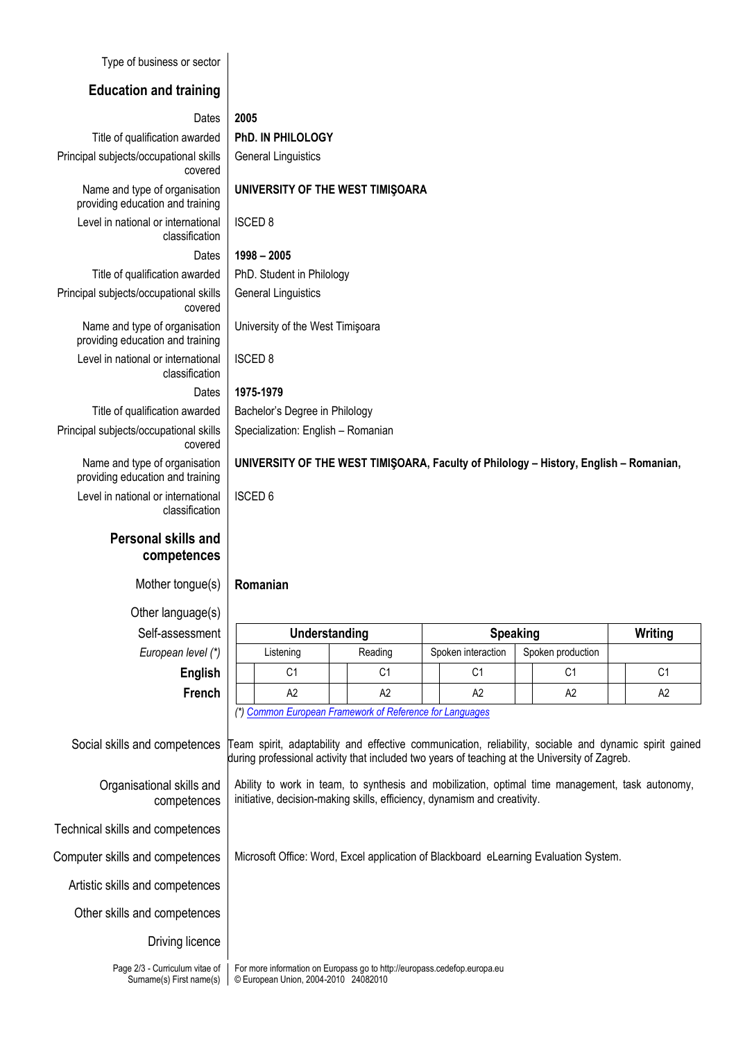Type of business or sector

## Education and training

| | |
|---|---|
| Dates | **2005** |
| Title of qualification awarded | **PhD. IN PHILOLOGY** |
| Principal subjects/occupational skills covered | General Linguistics |
| Name and type of organisation providing education and training | **UNIVERSITY OF THE WEST TIMIŞOARA** |
| Level in national or international classification | ISCED 8 |
| Dates | **1998 – 2005** |
| Title of qualification awarded | PhD. Student in Philology |
| Principal subjects/occupational skills covered | General Linguistics |
| Name and type of organisation providing education and training | University of the West Timişoara |
| Level in national or international classification | ISCED 8 |
| Dates | **1975-1979** |
| Title of qualification awarded | Bachelor's Degree in Philology |
| Principal subjects/occupational skills covered | Specialization: English – Romanian |
| Name and type of organisation providing education and training | **UNIVERSITY OF THE WEST TIMIŞOARA, Faculty of Philology – History, English – Romanian,** |
| Level in national or international classification | ISCED 6 |

## Personal skills and competences

Mother tongue(s): **Romanian**

Other language(s)

| Self-assessment | Understanding | | Speaking | | Writing |
|---|---|---|---|---|---|
| *European level (\*)* | Listening | Reading | Spoken interaction | Spoken production | |
| **English** | C1 | C1 | C1 | C1 | C1 |
| **French** | A2 | A2 | A2 | A2 | A2 |

*(\*) Common European Framework of Reference for Languages*

| | |
|---|---|
| Social skills and competences | Team spirit, adaptability and effective communication, reliability, sociable and dynamic spirit gained during professional activity that included two years of teaching at the University of Zagreb. |
| Organisational skills and competences | Ability to work in team, to synthesis and mobilization, optimal time management, task autonomy, initiative, decision-making skills, efficiency, dynamism and creativity. |
| Technical skills and competences | |
| Computer skills and competences | Microsoft Office: Word, Excel application of Blackboard eLearning Evaluation System. |
| Artistic skills and competences | |
| Other skills and competences | |
| Driving licence | |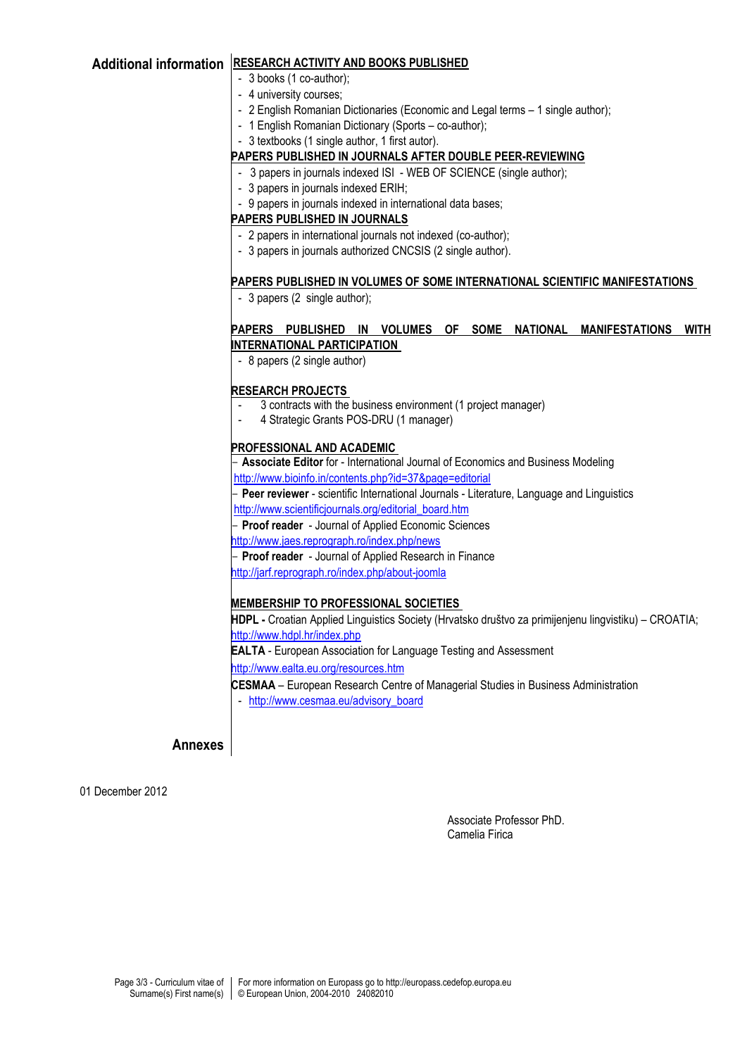## Additional information

**RESEARCH ACTIVITY AND BOOKS PUBLISHED**

- 3 books (1 co-author);
- 4 university courses;
- 2 English Romanian Dictionaries (Economic and Legal terms – 1 single author);
- 1 English Romanian Dictionary (Sports – co-author);
- 3 textbooks (1 single author, 1 first autor).

**PAPERS PUBLISHED IN JOURNALS AFTER DOUBLE PEER-REVIEWING**

- 3 papers in journals indexed ISI - WEB OF SCIENCE (single author);
- 3 papers in journals indexed ERIH;
- 9 papers in journals indexed in international data bases;

**PAPERS PUBLISHED IN JOURNALS**

- 2 papers in international journals not indexed (co-author);
- 3 papers in journals authorized CNCSIS (2 single author).

**PAPERS PUBLISHED IN VOLUMES OF SOME INTERNATIONAL SCIENTIFIC MANIFESTATIONS**

- 3 papers (2 single author);

**PAPERS PUBLISHED IN VOLUMES OF SOME NATIONAL MANIFESTATIONS WITH INTERNATIONAL PARTICIPATION**

- 8 papers (2 single author)

**RESEARCH PROJECTS**

- 3 contracts with the business environment (1 project manager)
- 4 Strategic Grants POS-DRU (1 manager)

**PROFESSIONAL AND ACADEMIC**

– **Associate Editor** for - International Journal of Economics and Business Modeling
http://www.bioinfo.in/contents.php?id=37&page=editorial

– **Peer reviewer** - scientific International Journals - Literature, Language and Linguistics
http://www.scientificjournals.org/editorial_board.htm

– **Proof reader** - Journal of Applied Economic Sciences
http://www.jaes.reprograph.ro/index.php/news

– **Proof reader** - Journal of Applied Research in Finance
http://jarf.reprograph.ro/index.php/about-joomla

**MEMBERSHIP TO PROFESSIONAL SOCIETIES**

**HDPL -** Croatian Applied Linguistics Society (Hrvatsko društvo za primijenjenu lingvistiku) – CROATIA;
http://www.hdpl.hr/index.php

**EALTA** - European Association for Language Testing and Assessment
http://www.ealta.eu.org/resources.htm

**CESMAA** – European Research Centre of Managerial Studies in Business Administration
- http://www.cesmaa.eu/advisory_board

## Annexes

01 December 2012

Associate Professor PhD.
Camelia Firica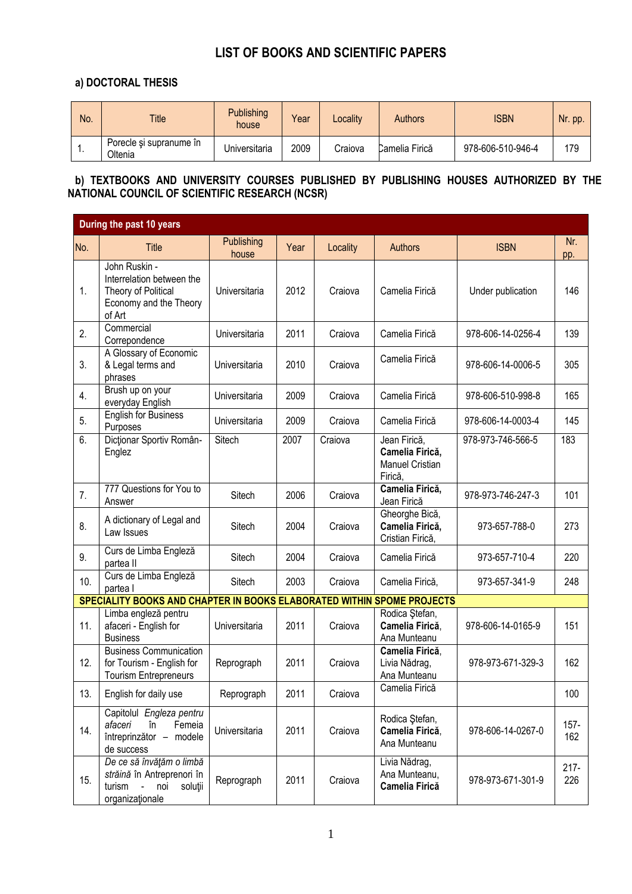# LIST OF BOOKS AND SCIENTIFIC PAPERS

## a) DOCTORAL THESIS

| No. | Title | Publishing house | Year | Locality | Authors | ISBN | Nr. pp. |
|---|---|---|---|---|---|---|---|
| 1. | Porecle şi supranume în Oltenia | Universitaria | 2009 | Craiova | Camelia Firică | 978-606-510-946-4 | 179 |

## b) TEXTBOOKS AND UNIVERSITY COURSES PUBLISHED BY PUBLISHING HOUSES AUTHORIZED BY THE NATIONAL COUNCIL OF SCIENTIFIC RESEARCH (NCSR)

| During the past 10 years | | | | | | | |
|---|---|---|---|---|---|---|---|
| No. | Title | Publishing house | Year | Locality | Authors | ISBN | Nr. pp. |
| 1. | John Ruskin - Interrelation between the Theory of Political Economy and the Theory of Art | Universitaria | 2012 | Craiova | Camelia Firică | Under publication | 146 |
| 2. | Commercial Correpondence | Universitaria | 2011 | Craiova | Camelia Firică | 978-606-14-0256-4 | 139 |
| 3. | A Glossary of Economic & Legal terms and phrases | Universitaria | 2010 | Craiova | Camelia Firică | 978-606-14-0006-5 | 305 |
| 4. | Brush up on your everyday English | Universitaria | 2009 | Craiova | Camelia Firică | 978-606-510-998-8 | 165 |
| 5. | English for Business Purposes | Universitaria | 2009 | Craiova | Camelia Firică | 978-606-14-0003-4 | 145 |
| 6. | Dicţionar Sportiv Român-Englez | Sitech | 2007 | Craiova | Jean Firică, **Camelia Firică,** Manuel Cristian Firică, | 978-973-746-566-5 | 183 |
| 7. | 777 Questions for You to Answer | Sitech | 2006 | Craiova | **Camelia Firică,** Jean Firică | 978-973-746-247-3 | 101 |
| 8. | A dictionary of Legal and Law Issues | Sitech | 2004 | Craiova | Gheorghe Bică, **Camelia Firică,** Cristian Firică, | 973-657-788-0 | 273 |
| 9. | Curs de Limba Engleză partea II | Sitech | 2004 | Craiova | Camelia Firică | 973-657-710-4 | 220 |
| 10. | Curs de Limba Engleză partea I | Sitech | 2003 | Craiova | Camelia Firică, | 973-657-341-9 | 248 |
| **SPECIALITY BOOKS AND CHAPTER IN BOOKS ELABORATED WITHIN SPOME PROJECTS** | | | | | | | |
| 11. | Limba engleză pentru afaceri - English for Business | Universitaria | 2011 | Craiova | Rodica Ştefan, **Camelia Firică**, Ana Munteanu | 978-606-14-0165-9 | 151 |
| 12. | Business Communication for Tourism - English for Tourism Entrepreneurs | Reprograph | 2011 | Craiova | **Camelia Firică**, Livia Nădrag, Ana Munteanu | 978-973-671-329-3 | 162 |
| 13. | English for daily use | Reprograph | 2011 | Craiova | Camelia Firică | | 100 |
| 14. | Capitolul *Engleza pentru afaceri* în Femeia întreprinzător – modele de success | Universitaria | 2011 | Craiova | Rodica Ştefan, **Camelia Firică**, Ana Munteanu | 978-606-14-0267-0 | 157-162 |
| 15. | *De ce să învăţăm o limbă străină* în Antreprenori în turism - noi soluţii organizaţionale | Reprograph | 2011 | Craiova | Livia Nădrag, Ana Munteanu, **Camelia Firică** | 978-973-671-301-9 | 217-226 |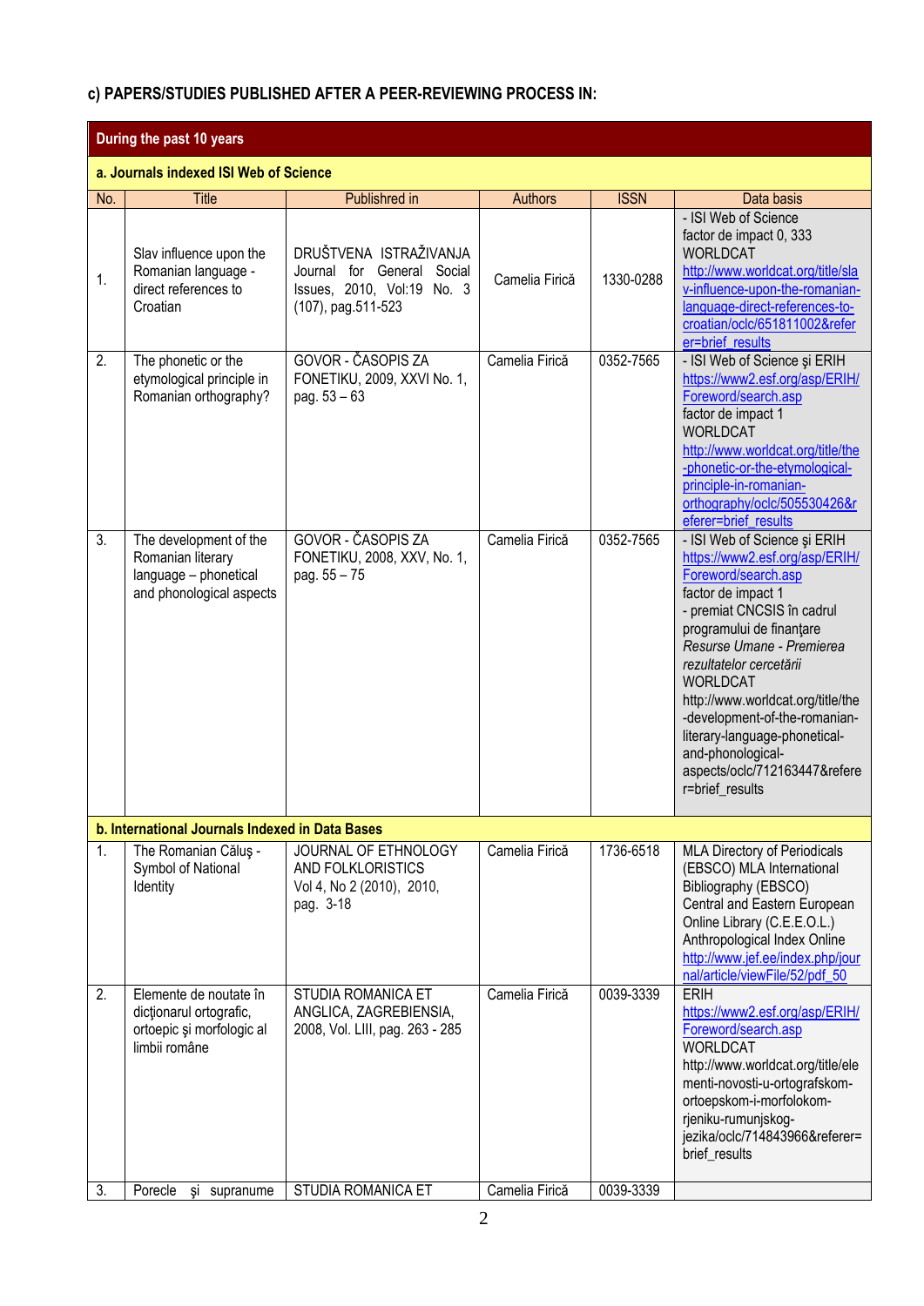**c) PAPERS/STUDIES PUBLISHED AFTER A PEER-REVIEWING PROCESS IN:**

| No. | Title | Publishred in | Authors | ISSN | Data basis |
|---|---|---|---|---|---|
| **During the past 10 years** | | | | | |
| **a. Journals indexed ISI Web of Science** | | | | | |
| 1. | Slav influence upon the Romanian language - direct references to Croatian | DRUŠTVENA ISTRAŽIVANJA Journal for General Social Issues, 2010, Vol:19 No. 3 (107), pag.511-523 | Camelia Firică | 1330-0288 | - ISI Web of Science factor de impact 0, 333 WORLDCAT http://www.worldcat.org/title/slav-influence-upon-the-romanian-language-direct-references-to-croatian/oclc/651811002&referer=brief_results |
| 2. | The phonetic or the etymological principle in Romanian orthography? | GOVOR - ČASOPIS ZA FONETIKU, 2009, XXVI No. 1, pag. 53 – 63 | Camelia Firică | 0352-7565 | - ISI Web of Science şi ERIH https://www2.esf.org/asp/ERIH/Foreword/search.asp factor de impact 1 WORLDCAT http://www.worldcat.org/title/the-phonetic-or-the-etymological-principle-in-romanian-orthography/oclc/505530426&referer=brief_results |
| 3. | The development of the Romanian literary language – phonetical and phonological aspects | GOVOR - ČASOPIS ZA FONETIKU, 2008, XXV, No. 1, pag. 55 – 75 | Camelia Firică | 0352-7565 | - ISI Web of Science şi ERIH https://www2.esf.org/asp/ERIH/Foreword/search.asp factor de impact 1 - premiat CNCSIS în cadrul programului de finanţare *Resurse Umane - Premierea rezultatelor cercetării* WORLDCAT http://www.worldcat.org/title/the-development-of-the-romanian-literary-language-phonetical-and-phonological-aspects/oclc/712163447&referer=brief_results |
| **b. International Journals Indexed in Data Bases** | | | | | |
| 1. | The Romanian Căluş - Symbol of National Identity | JOURNAL OF ETHNOLOGY AND FOLKLORISTICS Vol 4, No 2 (2010), 2010, pag. 3-18 | Camelia Firică | 1736-6518 | MLA Directory of Periodicals (EBSCO) MLA International Bibliography (EBSCO) Central and Eastern European Online Library (C.E.E.O.L.) Anthropological Index Online http://www.jef.ee/index.php/journal/article/viewFile/52/pdf_50 |
| 2. | Elemente de noutate în dicţionarul ortografic, ortoepic şi morfologic al limbii române | STUDIA ROMANICA ET ANGLICA, ZAGREBIENSIA, 2008, Vol. LIII, pag. 263 - 285 | Camelia Firică | 0039-3339 | ERIH https://www2.esf.org/asp/ERIH/Foreword/search.asp WORLDCAT http://www.worldcat.org/title/elementi-novosti-u-ortografskom-ortoepskom-i-morfolokom-rjeniku-rumunjskog-jezika/oclc/714843966&referer=brief_results |
| 3. | Porecle şi supranume | STUDIA ROMANICA ET | Camelia Firică | 0039-3339 | |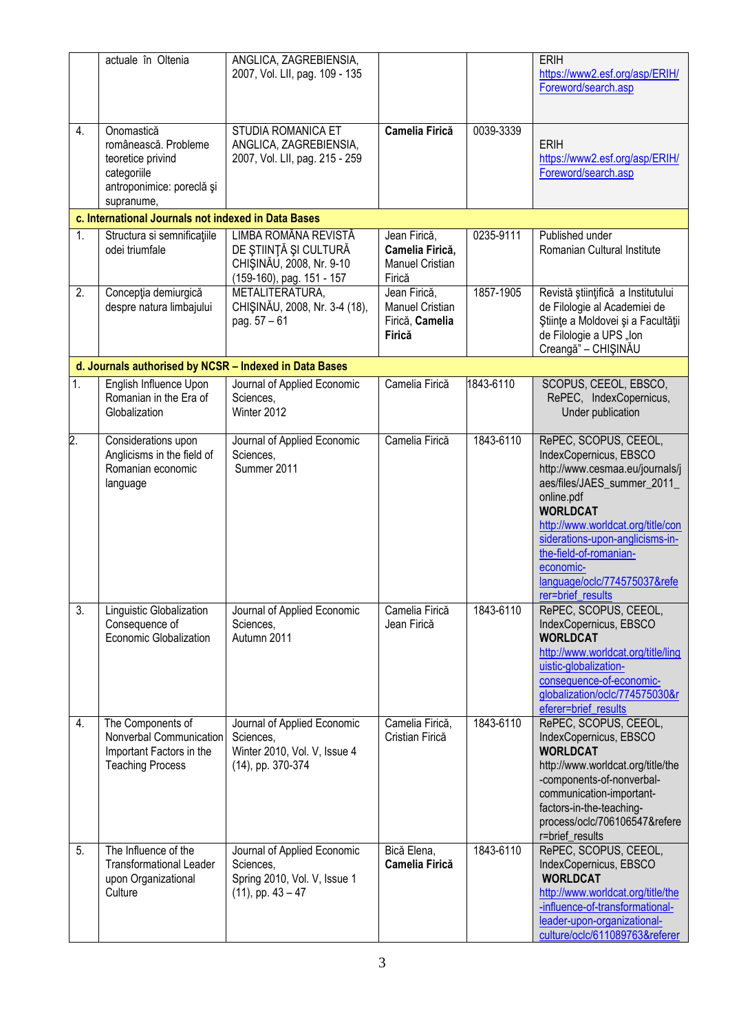| | | | | | |
|---|---|---|---|---|---|
| | actuale în Oltenia | ANGLICA, ZAGREBIENSIA, 2007, Vol. LII, pag. 109 - 135 | | | ERIH https://www2.esf.org/asp/ERIH/Foreword/search.asp |
| 4. | Onomastică românească. Probleme teoretice privind categoriile antroponimice: poreclă şi supranume, | STUDIA ROMANICA ET ANGLICA, ZAGREBIENSIA, 2007, Vol. LII, pag. 215 - 259 | **Camelia Firică** | 0039-3339 | ERIH https://www2.esf.org/asp/ERIH/Foreword/search.asp |
| **c. International Journals not indexed in Data Bases** | | | | | |
| 1. | Structura si semnificaţiile odei triumfale | LIMBA ROMÂNA REVISTĂ DE ŞTIINŢĂ ŞI CULTURĂ CHIŞINĂU, 2008, Nr. 9-10 (159-160), pag. 151 - 157 | Jean Firică, **Camelia Firică,** Manuel Cristian Firică | 0235-9111 | Published under Romanian Cultural Institute |
| 2. | Concepţia demiurgică despre natura limbajului | METALITERATURA, CHIŞINĂU, 2008, Nr. 3-4 (18), pag. 57 – 61 | Jean Firică, Manuel Cristian Firică, **Camelia Firică** | 1857-1905 | Revistă ştiinţifică a Institutului de Filologie al Academiei de Ştiinţe a Moldovei şi a Facultăţii de Filologie a UPS „Ion Creangă" – CHIŞINĂU |
| **d. Journals authorised by NCSR – Indexed in Data Bases** | | | | | |
| 1. | English Influence Upon Romanian in the Era of Globalization | Journal of Applied Economic Sciences, Winter 2012 | Camelia Firică | 1843-6110 | SCOPUS, CEEOL, EBSCO, RePEC, IndexCopernicus, Under publication |
| 2. | Considerations upon Anglicisms in the field of Romanian economic language | Journal of Applied Economic Sciences, Summer 2011 | Camelia Firică | 1843-6110 | RePEC, SCOPUS, CEEOL, IndexCopernicus, EBSCO http://www.cesmaa.eu/journals/jaes/files/JAES_summer_2011_online.pdf **WORLDCAT** http://www.worldcat.org/title/considerations-upon-anglicisms-in-the-field-of-romanian-economic-language/oclc/774575037&referer=brief_results |
| 3. | Linguistic Globalization Consequence of Economic Globalization | Journal of Applied Economic Sciences, Autumn 2011 | Camelia Firică Jean Firică | 1843-6110 | RePEC, SCOPUS, CEEOL, IndexCopernicus, EBSCO **WORLDCAT** http://www.worldcat.org/title/linguistic-globalization-consequence-of-economic-globalization/oclc/774575030&referer=brief_results |
| 4. | The Components of Nonverbal Communication Important Factors in the Teaching Process | Journal of Applied Economic Sciences, Winter 2010, Vol. V, Issue 4 (14), pp. 370-374 | Camelia Firică, Cristian Firică | 1843-6110 | RePEC, SCOPUS, CEEOL, IndexCopernicus, EBSCO **WORLDCAT** http://www.worldcat.org/title/the-components-of-nonverbal-communication-important-factors-in-the-teaching-process/oclc/706106547&referer=brief_results |
| 5. | The Influence of the Transformational Leader upon Organizational Culture | Journal of Applied Economic Sciences, Spring 2010, Vol. V, Issue 1 (11), pp. 43 – 47 | Bică Elena, **Camelia Firică** | 1843-6110 | RePEC, SCOPUS, CEEOL, IndexCopernicus, EBSCO **WORLDCAT** http://www.worldcat.org/title/the-influence-of-transformational-leader-upon-organizational-culture/oclc/611089763&referer |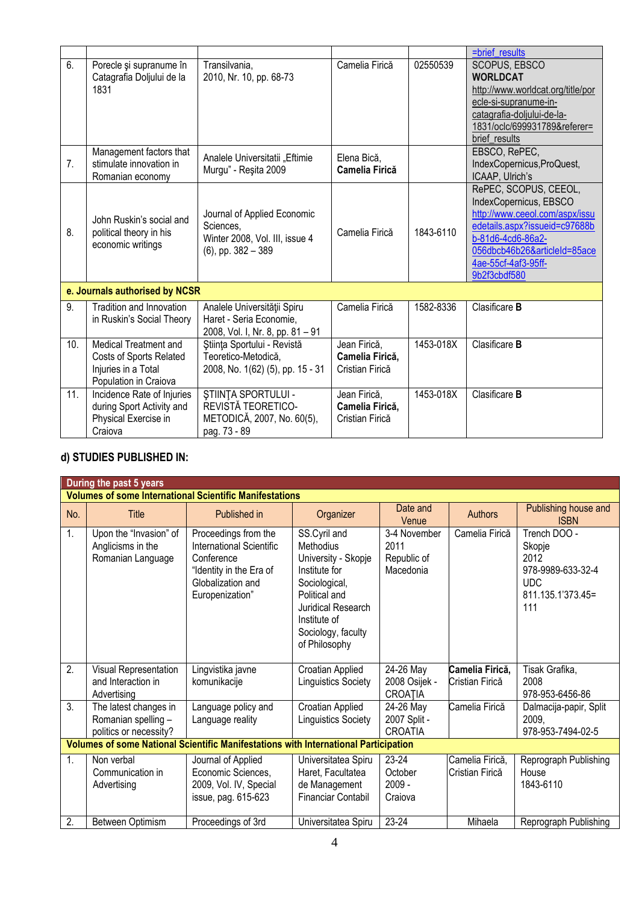| | | | | | |
|---|---|---|---|---|---|
| | | | | | =brief_results |
| 6. | Porecle şi supranume în Catagrafia Doljului de la 1831 | Transilvania, 2010, Nr. 10, pp. 68-73 | Camelia Firică | 02550539 | SCOPUS, EBSCO **WORLDCAT** http://www.worldcat.org/title/porecle-si-supranume-in-catagrafia-doljului-de-la-1831/oclc/699931789&referer=brief_results |
| 7. | Management factors that stimulate innovation in Romanian economy | Analele Universitatii „Eftimie Murgu" - Reşita 2009 | Elena Bică, **Camelia Firică** | | EBSCO, RePEC, IndexCopernicus,ProQuest, ICAAP, Ulrich's |
| 8. | John Ruskin's social and political theory in his economic writings | Journal of Applied Economic Sciences, Winter 2008, Vol. III, issue 4 (6), pp. 382 – 389 | Camelia Firică | 1843-6110 | RePEC, SCOPUS, CEEOL, IndexCopernicus, EBSCO http://www.ceeol.com/aspx/issuedetails.aspx?issueid=c97688bb-81d6-4cd6-86a2-056dbcb46b26&articleId=85ace4ae-55cf-4af3-95ff-9b2f3cbdf580 |
| **e. Journals authorised by NCSR** | | | | | |
| 9. | Tradition and Innovation in Ruskin's Social Theory | Analele Universităţii Spiru Haret - Seria Economie, 2008, Vol. I, Nr. 8, pp. 81 – 91 | Camelia Firică | 1582-8336 | Clasificare **B** |
| 10. | Medical Treatment and Costs of Sports Related Injuries in a Total Population in Craiova | Ştiinţa Sportului - Revistă Teoretico-Metodică, 2008, No. 1(62) (5), pp. 15 - 31 | Jean Firică, **Camelia Firică,** Cristian Firică | 1453-018X | Clasificare **B** |
| 11. | Incidence Rate of Injuries during Sport Activity and Physical Exercise in Craiova | ŞTIINŢA SPORTULUI - REVISTĂ TEORETICO-METODICĂ, 2007, No. 60(5), pag. 73 - 89 | Jean Firică, **Camelia Firică,** Cristian Firică | 1453-018X | Clasificare **B** |

## d) STUDIES PUBLISHED IN:

| **During the past 5 years** | | | | | | |
|---|---|---|---|---|---|---|
| **Volumes of some International Scientific Manifestations** | | | | | | |
| No. | Title | Published in | Organizer | Date and Venue | Authors | Publishing house and ISBN |
| 1. | Upon the "Invasion" of Anglicisms in the Romanian Language | Proceedings from the International Scientific Conference "Identity in the Era of Globalization and Europenization" | SS.Cyril and Methodius University - Skopje Institute for Sociological, Political and Juridical Research Institute of Sociology, faculty of Philosophy | 3-4 November 2011 Republic of Macedonia | Camelia Firică | Trench DOO - Skopje 2012 978-9989-633-32-4 UDC 811.135.1'373.45=111 |
| 2. | Visual Representation and Interaction in Advertising | Lingvistika javne komunikacije | Croatian Applied Linguistics Society | 24-26 May 2008 Osijek - CROAŢIA | **Camelia Firică,** Cristian Firică | Tisak Grafika, 2008 978-953-6456-86 |
| 3. | The latest changes in Romanian spelling – politics or necessity? | Language policy and Language reality | Croatian Applied Linguistics Society | 24-26 May 2007 Split - CROATIA | Camelia Firică | Dalmacija-papir, Split 2009, 978-953-7494-02-5 |
| **Volumes of some National Scientific Manifestations with International Participation** | | | | | | |
| 1. | Non verbal Communication in Advertising | Journal of Applied Economic Sciences, 2009, Vol. IV, Special issue, pag. 615-623 | Universitatea Spiru Haret, Facultatea de Management Financiar Contabil | 23-24 October 2009 - Craiova | Camelia Firică, Cristian Firică | Reprograph Publishing House 1843-6110 |
| 2. | Between Optimism | Proceedings of 3rd | Universitatea Spiru | 23-24 | Mihaela | Reprograph Publishing |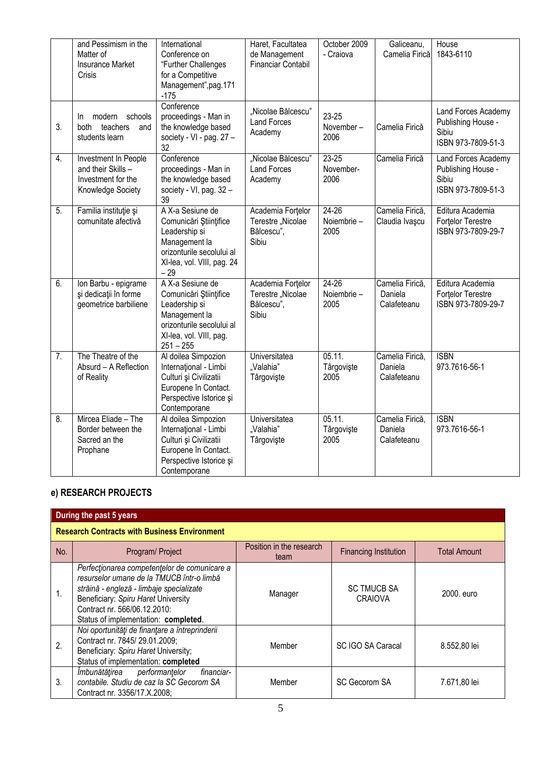|  | and Pessimism in the Matter of Insurance Market Crisis | International Conference on "Further Challenges for a Competitive Management",pag.171 -175 | Haret, Facultatea de Management Financiar Contabil | October 2009 - Craiova | Galiceanu, Camelia Firică | House 1843-6110 |
|---|---|---|---|---|---|---|
| 3. | In modern schools both teachers and students learn | Conference proceedings - Man in the knowledge based society - VI - pag. 27 – 32 | „Nicolae Bălcescu" Land Forces Academy | 23-25 November – 2006 | Camelia Firică | Land Forces Academy Publishing House - Sibiu ISBN 973-7809-51-3 |
| 4. | Investment In People and their Skills – Investment for the Knowledge Society | Conference proceedings - Man in the knowledge based society - VI, pag. 32 – 39 | „Nicolae Bălcescu" Land Forces Academy | 23-25 November- 2006 | Camelia Firică | Land Forces Academy Publishing House - Sibiu ISBN 973-7809-51-3 |
| 5. | Familia instituţie şi comunitate afectivă | A X-a Sesiune de Comunicări Ştiinţifice Leadership si Management la orizonturile secolului al XI-lea, vol. VIII, pag. 24 – 29 | Academia Forţelor Terestre „Nicolae Bălcescu", Sibiu | 24-26 Noiembrie – 2005 | Camelia Firică, Claudia Ivaşcu | Editura Academia Forţelor Terestre ISBN 973-7809-29-7 |
| 6. | Ion Barbu - epigrame şi dedicaţii în forme geometrice barbiliene | A X-a Sesiune de Comunicări Ştiinţifice Leadership si Management la orizonturile secolului al XI-lea, vol. VIII, pag. 251 – 255 | Academia Forţelor Terestre „Nicolae Bălcescu", Sibiu | 24-26 Noiembrie – 2005 | Camelia Firică, Daniela Calafeteanu | Editura Academia Forţelor Terestre ISBN 973-7809-29-7 |
| 7. | The Theatre of the Absurd – A Reflection of Reality | Al doilea Simpozion Internaţional - Limbi Culturi şi Civilizatii Europene în Contact. Perspective Istorice şi Contemporane | Universitatea „Valahia" Târgovişte | 05.11. Târgovişte 2005 | Camelia Firică, Daniela Calafeteanu | ISBN 973.7616-56-1 |
| 8. | Mircea Eliade – The Border between the Sacred an the Prophane | Al doilea Simpozion Internaţional - Limbi Culturi şi Civilizatii Europene în Contact. Perspective Istorice şi Contemporane | Universitatea „Valahia" Târgovişte | 05.11. Târgovişte 2005 | Camelia Firică, Daniela Calafeteanu | ISBN 973.7616-56-1 |

## e) RESEARCH PROJECTS

| **During the past 5 years** | | | | |
|---|---|---|---|---|
| **Research Contracts with Business Environment** | | | | |
| No. | Program/ Project | Position in the research team | Financing Institution | Total Amount |
| 1. | *Perfecţionarea competenţelor de comunicare a resurselor umane de la TMUCB într-o limbă străină - engleză - limbaje specializate* Beneficiary: *Spiru Haret* University Contract nr. 566/06.12.2010: Status of implementation: **completed**. | Manager | SC TMUCB SA CRAIOVA | 2000. euro |
| 2. | *Noi oportunităţi de finanţare a întreprinderii* Contract nr. 7845/ 29.01.2009; Beneficiary: *Spiru Haret* University; Status of implementation: **completed** | Member | SC IGO SA Caracal | 8.552,80 lei |
| 3. | *Îmbunătăţirea performanţelor financiar-contabile. Studiu de caz la SC Gecorom SA* Contract nr. 3356/17.X.2008; | Member | SC Gecorom SA | 7.671,80 lei |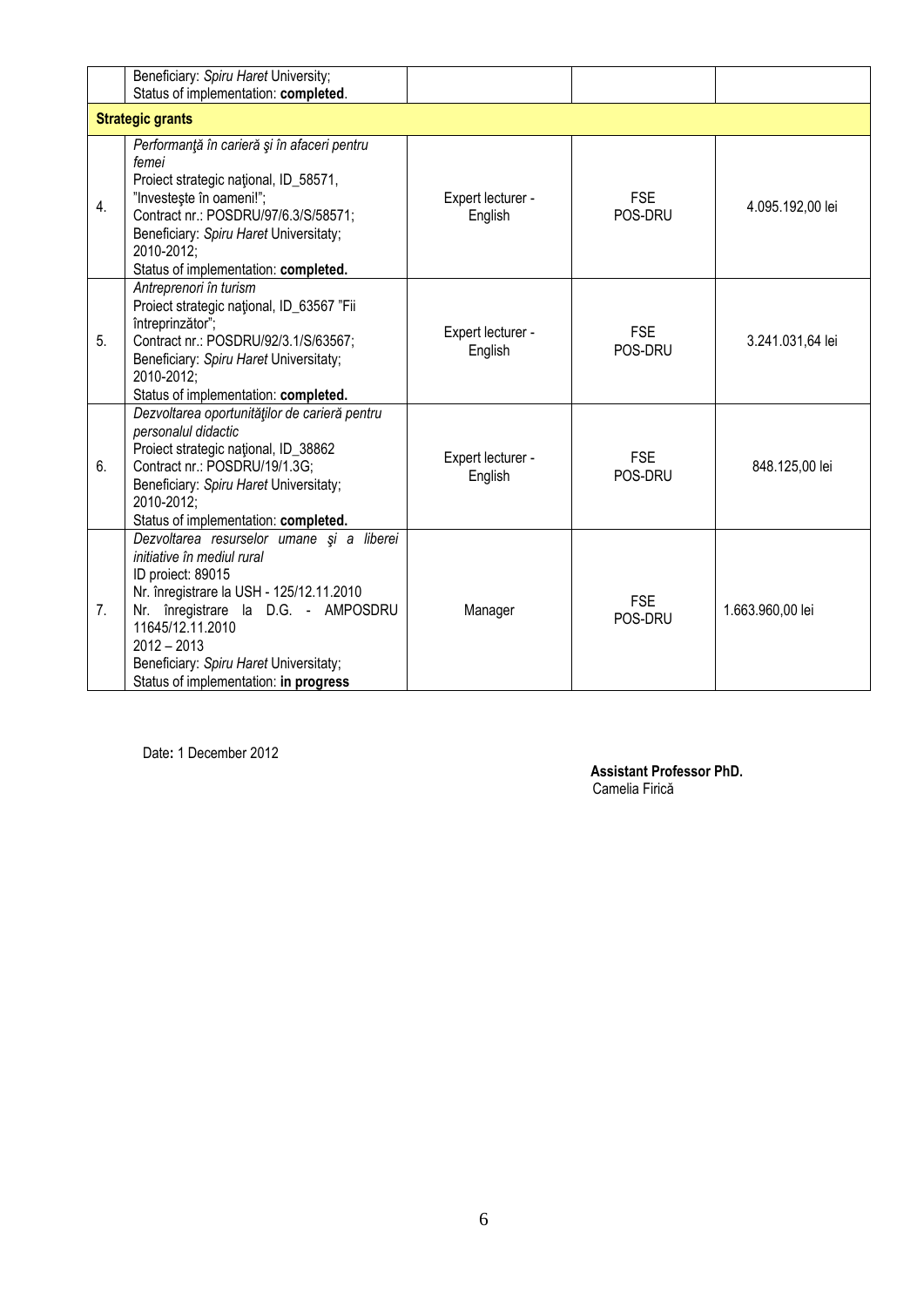| | | | | |
|---|---|---|---|---|
| | Beneficiary: *Spiru Haret* University;<br>Status of implementation: **completed**. | | | |
| **Strategic grants** | | | | |
| 4. | *Performanţă în carieră şi în afaceri pentru femei*<br>Proiect strategic naţional, ID_58571, "Investeşte în oameni!";<br>Contract nr.: POSDRU/97/6.3/S/58571;<br>Beneficiary: *Spiru Haret* Universitaty;<br>2010-2012;<br>Status of implementation: **completed.** | Expert lecturer - English | FSE POS-DRU | 4.095.192,00 lei |
| 5. | *Antreprenori în turism*<br>Proiect strategic naţional, ID_63567 "Fii întreprinzător";<br>Contract nr.: POSDRU/92/3.1/S/63567;<br>Beneficiary: *Spiru Haret* Universitaty;<br>2010-2012;<br>Status of implementation: **completed.** | Expert lecturer - English | FSE POS-DRU | 3.241.031,64 lei |
| 6. | *Dezvoltarea oportunităţilor de carieră pentru personalul didactic*<br>Proiect strategic naţional, ID_38862<br>Contract nr.: POSDRU/19/1.3G;<br>Beneficiary: *Spiru Haret* Universitaty;<br>2010-2012;<br>Status of implementation: **completed.** | Expert lecturer - English | FSE POS-DRU | 848.125,00 lei |
| 7. | *Dezvoltarea resurselor umane şi a liberei initiative în mediul rural*<br>ID proiect: 89015<br>Nr. înregistrare la USH - 125/12.11.2010<br>Nr. înregistrare la D.G. - AMPOSDRU 11645/12.11.2010<br>2012 – 2013<br>Beneficiary: *Spiru Haret* Universitaty;<br>Status of implementation: **in progress** | Manager | FSE POS-DRU | 1.663.960,00 lei |

Date**:** 1 December 2012

**Assistant Professor PhD.**
Camelia Firică